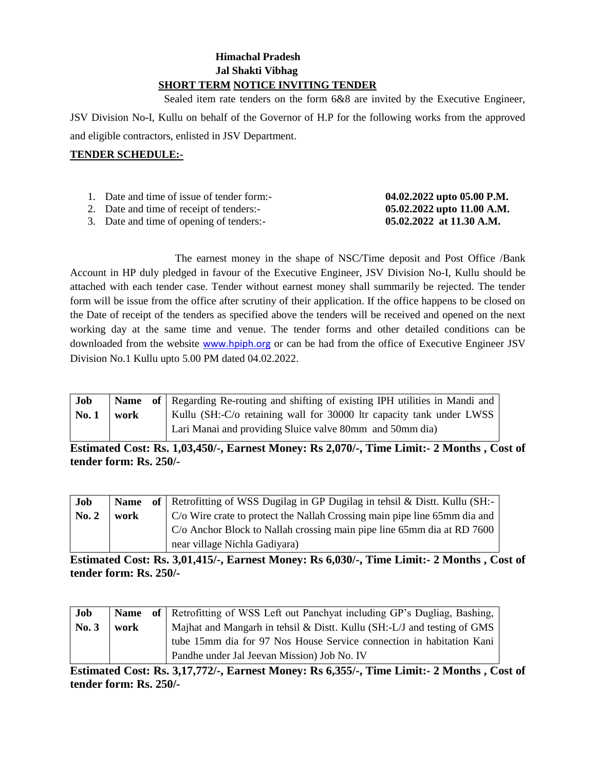**Himachal Pradesh**
**Jal Shakti Vibhag**

## SHORT TERM NOTICE INVITING TENDER

Sealed item rate tenders on the form 6&8 are invited by the Executive Engineer, JSV Division No-I, Kullu on behalf of the Governor of H.P for the following works from the approved and eligible contractors, enlisted in JSV Department.

**TENDER SCHEDULE:-**

1. Date and time of issue of tender form:- **04.02.2022 upto 05.00 P.M.**
2. Date and time of receipt of tenders:- **05.02.2022 upto 11.00 A.M.**
3. Date and time of opening of tenders:- **05.02.2022 at 11.30 A.M.**

The earnest money in the shape of NSC/Time deposit and Post Office /Bank Account in HP duly pledged in favour of the Executive Engineer, JSV Division No-I, Kullu should be attached with each tender case. Tender without earnest money shall summarily be rejected. The tender form will be issue from the office after scrutiny of their application. If the office happens to be closed on the Date of receipt of the tenders as specified above the tenders will be received and opened on the next working day at the same time and venue. The tender forms and other detailed conditions can be downloaded from the website www.hpiph.org or can be had from the office of Executive Engineer JSV Division No.1 Kullu upto 5.00 PM dated 04.02.2022.

| Job No. 1 | Name of work | Regarding Re-routing and shifting of existing IPH utilities in Mandi and Kullu (SH:-C/o retaining wall for 30000 ltr capacity tank under LWSS Lari Manai and providing Sluice valve 80mm and 50mm dia) |
|---|---|---|

**Estimated Cost: Rs. 1,03,450/-, Earnest Money: Rs 2,070/-, Time Limit:- 2 Months , Cost of tender form: Rs. 250/-**

| Job No. 2 | Name of work | Retrofitting of WSS Dugilag in GP Dugilag in tehsil & Distt. Kullu (SH:-C/o Wire crate to protect the Nallah Crossing main pipe line 65mm dia and C/o Anchor Block to Nallah crossing main pipe line 65mm dia at RD 7600 near village Nichla Gadiyara) |
|---|---|---|

**Estimated Cost: Rs. 3,01,415/-, Earnest Money: Rs 6,030/-, Time Limit:- 2 Months , Cost of tender form: Rs. 250/-**

| Job No. 3 | Name of work | Retrofitting of WSS Left out Panchyat including GP's Dugliag, Bashing, Majhat and Mangarh in tehsil & Distt. Kullu (SH:-L/J and testing of GMS tube 15mm dia for 97 Nos House Service connection in habitation Kani Pandhe under Jal Jeevan Mission) Job No. IV |
|---|---|---|

**Estimated Cost: Rs. 3,17,772/-, Earnest Money: Rs 6,355/-, Time Limit:- 2 Months , Cost of tender form: Rs. 250/-**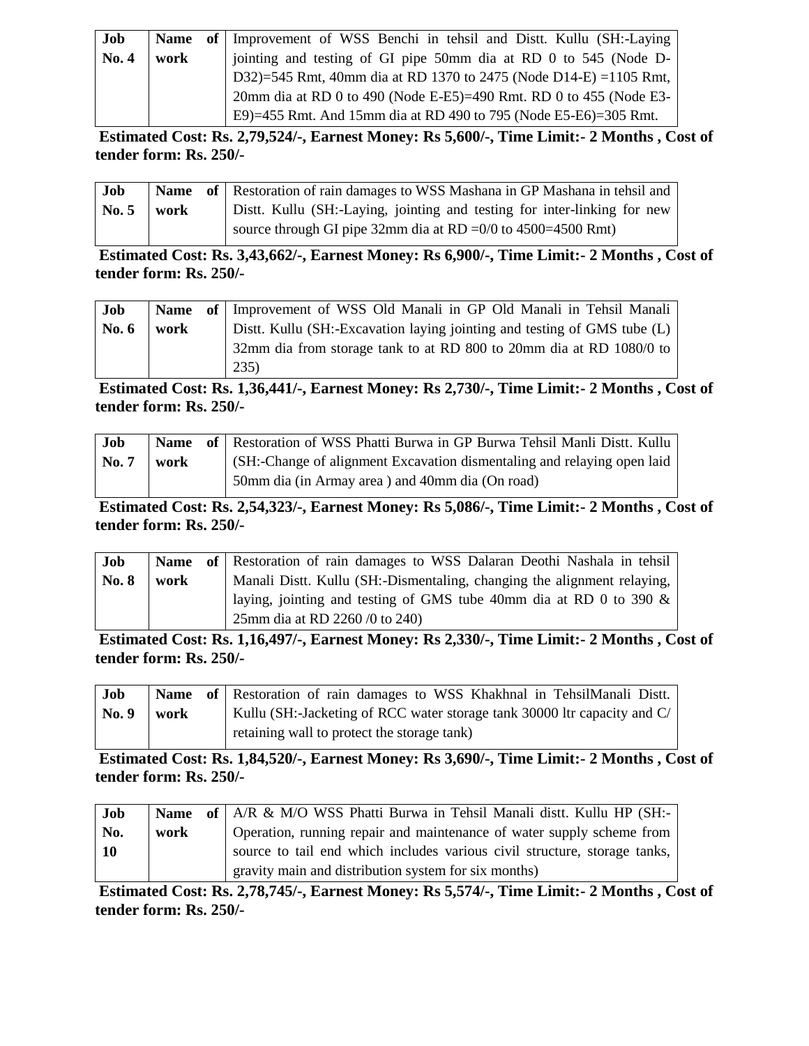| Job No. 4 | Name of work | Improvement of WSS Benchi in tehsil and Distt. Kullu (SH:-Laying jointing and testing of GI pipe 50mm dia at RD 0 to 545 (Node D-D32)=545 Rmt, 40mm dia at RD 1370 to 2475 (Node D14-E) =1105 Rmt, 20mm dia at RD 0 to 490 (Node E-E5)=490 Rmt. RD 0 to 455 (Node E3-E9)=455 Rmt. And 15mm dia at RD 490 to 795 (Node E5-E6)=305 Rmt. |
|---|---|---|

**Estimated Cost: Rs. 2,79,524/-, Earnest Money: Rs 5,600/-, Time Limit:- 2 Months , Cost of tender form: Rs. 250/-**

| Job No. 5 | Name of work | Restoration of rain damages to WSS Mashana in GP Mashana in tehsil and Distt. Kullu (SH:-Laying, jointing and testing for inter-linking for new source through GI pipe 32mm dia at RD =0/0 to 4500=4500 Rmt) |
|---|---|---|

**Estimated Cost: Rs. 3,43,662/-, Earnest Money: Rs 6,900/-, Time Limit:- 2 Months , Cost of tender form: Rs. 250/-**

| Job No. 6 | Name of work | Improvement of WSS Old Manali in GP Old Manali in Tehsil Manali Distt. Kullu (SH:-Excavation laying jointing and testing of GMS tube (L) 32mm dia from storage tank to at RD 800 to 20mm dia at RD 1080/0 to 235) |
|---|---|---|

**Estimated Cost: Rs. 1,36,441/-, Earnest Money: Rs 2,730/-, Time Limit:- 2 Months , Cost of tender form: Rs. 250/-**

| Job No. 7 | Name of work | Restoration of WSS Phatti Burwa in GP Burwa Tehsil Manli Distt. Kullu (SH:-Change of alignment Excavation dismentaling and relaying open laid 50mm dia (in Armay area ) and 40mm dia (On road) |
|---|---|---|

**Estimated Cost: Rs. 2,54,323/-, Earnest Money: Rs 5,086/-, Time Limit:- 2 Months , Cost of tender form: Rs. 250/-**

| Job No. 8 | Name of work | Restoration of rain damages to WSS Dalaran Deothi Nashala in tehsil Manali Distt. Kullu (SH:-Dismentaling, changing the alignment relaying, laying, jointing and testing of GMS tube 40mm dia at RD 0 to 390 & 25mm dia at RD 2260 /0 to 240) |
|---|---|---|

**Estimated Cost: Rs. 1,16,497/-, Earnest Money: Rs 2,330/-, Time Limit:- 2 Months , Cost of tender form: Rs. 250/-**

| Job No. 9 | Name of work | Restoration of rain damages to WSS Khakhnal in TehsilManali Distt. Kullu (SH:-Jacketing of RCC water storage tank 30000 ltr capacity and C/ retaining wall to protect the storage tank) |
|---|---|---|

**Estimated Cost: Rs. 1,84,520/-, Earnest Money: Rs 3,690/-, Time Limit:- 2 Months , Cost of tender form: Rs. 250/-**

| Job No. 10 | Name of work | A/R & M/O WSS Phatti Burwa in Tehsil Manali distt. Kullu HP (SH:-Operation, running repair and maintenance of water supply scheme from source to tail end which includes various civil structure, storage tanks, gravity main and distribution system for six months) |
|---|---|---|

**Estimated Cost: Rs. 2,78,745/-, Earnest Money: Rs 5,574/-, Time Limit:- 2 Months , Cost of tender form: Rs. 250/-**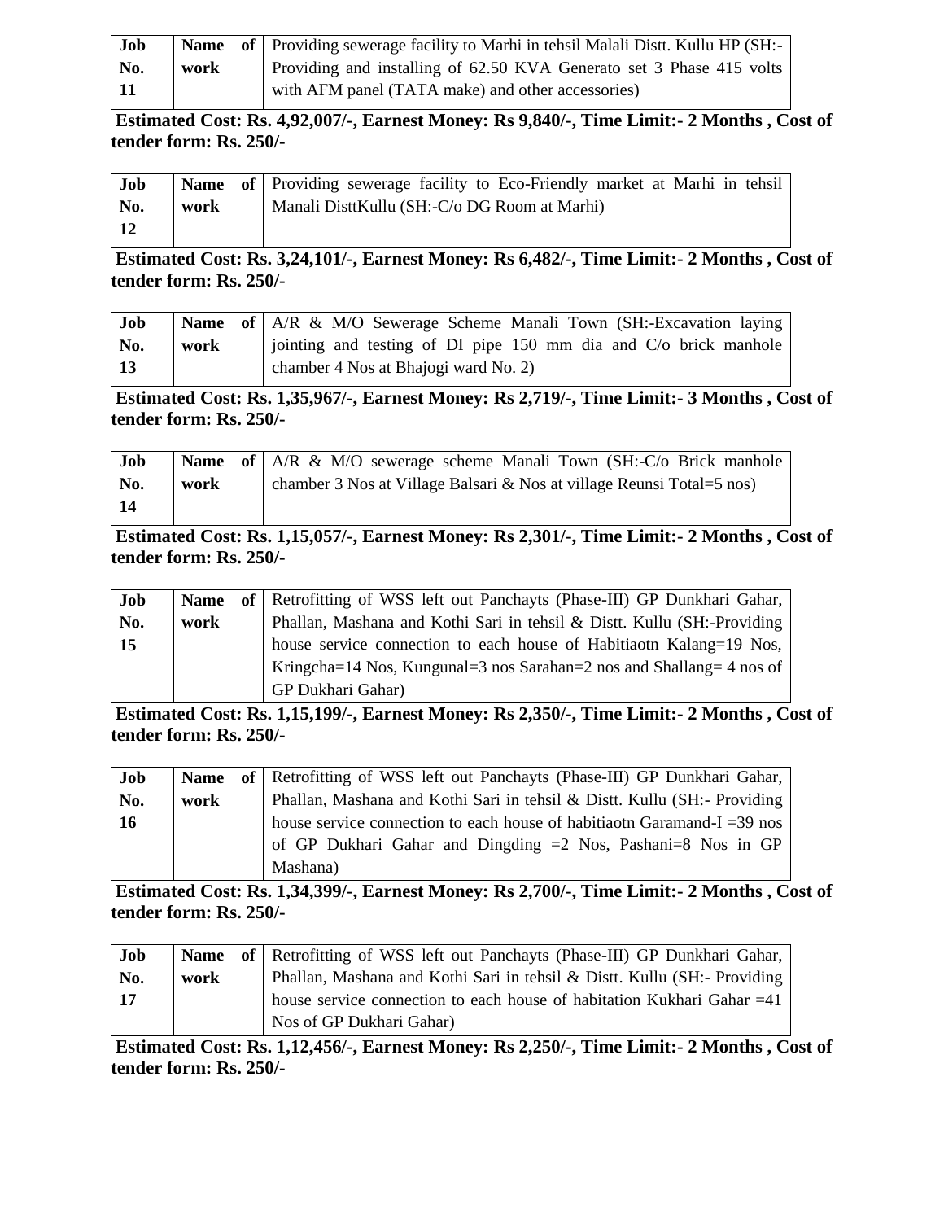| Job No. 11 | Name of work | Providing sewerage facility to Marhi in tehsil Malali Distt. Kullu HP (SH:- Providing and installing of 62.50 KVA Generato set 3 Phase 415 volts with AFM panel (TATA make) and other accessories) |
|---|---|---|

**Estimated Cost: Rs. 4,92,007/-, Earnest Money: Rs 9,840/-, Time Limit:- 2 Months , Cost of tender form: Rs. 250/-**

| Job No. 12 | Name of work | Providing sewerage facility to Eco-Friendly market at Marhi in tehsil Manali DisttKullu (SH:-C/o DG Room at Marhi) |
|---|---|---|

**Estimated Cost: Rs. 3,24,101/-, Earnest Money: Rs 6,482/-, Time Limit:- 2 Months , Cost of tender form: Rs. 250/-**

| Job No. 13 | Name of work | A/R & M/O Sewerage Scheme Manali Town (SH:-Excavation laying jointing and testing of DI pipe 150 mm dia and C/o brick manhole chamber 4 Nos at Bhajogi ward No. 2) |
|---|---|---|

**Estimated Cost: Rs. 1,35,967/-, Earnest Money: Rs 2,719/-, Time Limit:- 3 Months , Cost of tender form: Rs. 250/-**

| Job No. 14 | Name of work | A/R & M/O sewerage scheme Manali Town (SH:-C/o Brick manhole chamber 3 Nos at Village Balsari & Nos at village Reunsi Total=5 nos) |
|---|---|---|

**Estimated Cost: Rs. 1,15,057/-, Earnest Money: Rs 2,301/-, Time Limit:- 2 Months , Cost of tender form: Rs. 250/-**

| Job No. 15 | Name of work | Retrofitting of WSS left out Panchayts (Phase-III) GP Dunkhari Gahar, Phallan, Mashana and Kothi Sari in tehsil & Distt. Kullu (SH:-Providing house service connection to each house of Habitiaotn Kalang=19 Nos, Kringcha=14 Nos, Kungunal=3 nos Sarahan=2 nos and Shallang= 4 nos of GP Dukhari Gahar) |
|---|---|---|

**Estimated Cost: Rs. 1,15,199/-, Earnest Money: Rs 2,350/-, Time Limit:- 2 Months , Cost of tender form: Rs. 250/-**

| Job No. 16 | Name of work | Retrofitting of WSS left out Panchayts (Phase-III) GP Dunkhari Gahar, Phallan, Mashana and Kothi Sari in tehsil & Distt. Kullu (SH:- Providing house service connection to each house of habitiaotn Garamand-I =39 nos of GP Dukhari Gahar and Dingding =2 Nos, Pashani=8 Nos in GP Mashana) |
|---|---|---|

**Estimated Cost: Rs. 1,34,399/-, Earnest Money: Rs 2,700/-, Time Limit:- 2 Months , Cost of tender form: Rs. 250/-**

| Job No. 17 | Name of work | Retrofitting of WSS left out Panchayts (Phase-III) GP Dunkhari Gahar, Phallan, Mashana and Kothi Sari in tehsil & Distt. Kullu (SH:- Providing house service connection to each house of habitation Kukhari Gahar =41 Nos of GP Dukhari Gahar) |
|---|---|---|

**Estimated Cost: Rs. 1,12,456/-, Earnest Money: Rs 2,250/-, Time Limit:- 2 Months , Cost of tender form: Rs. 250/-**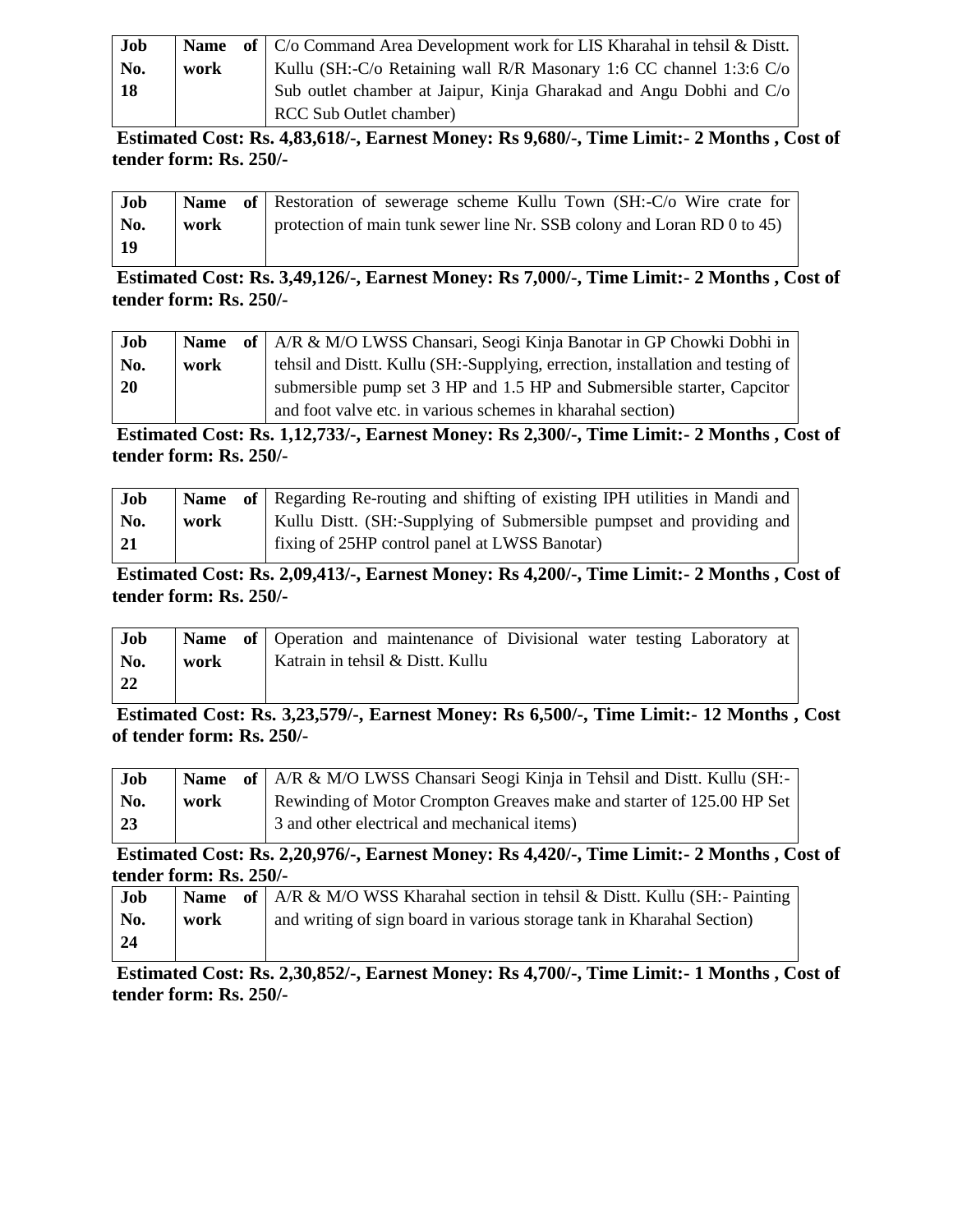| Job No. 18 | Name of work | C/o Command Area Development work for LIS Kharahal in tehsil & Distt. Kullu (SH:-C/o Retaining wall R/R Masonary 1:6 CC channel 1:3:6 C/o Sub outlet chamber at Jaipur, Kinja Gharakad and Angu Dobhi and C/o RCC Sub Outlet chamber) |
|---|---|---|

**Estimated Cost: Rs. 4,83,618/-, Earnest Money: Rs 9,680/-, Time Limit:- 2 Months , Cost of tender form: Rs. 250/-**

| Job No. 19 | Name of work | Restoration of sewerage scheme Kullu Town (SH:-C/o Wire crate for protection of main tunk sewer line Nr. SSB colony and Loran RD 0 to 45) |
|---|---|---|

**Estimated Cost: Rs. 3,49,126/-, Earnest Money: Rs 7,000/-, Time Limit:- 2 Months , Cost of tender form: Rs. 250/-**

| Job No. 20 | Name of work | A/R & M/O LWSS Chansari, Seogi Kinja Banotar in GP Chowki Dobhi in tehsil and Distt. Kullu (SH:-Supplying, errection, installation and testing of submersible pump set 3 HP and 1.5 HP and Submersible starter, Capcitor and foot valve etc. in various schemes in kharahal section) |
|---|---|---|

**Estimated Cost: Rs. 1,12,733/-, Earnest Money: Rs 2,300/-, Time Limit:- 2 Months , Cost of tender form: Rs. 250/-**

| Job No. 21 | Name of work | Regarding Re-routing and shifting of existing IPH utilities in Mandi and Kullu Distt. (SH:-Supplying of Submersible pumpset and providing and fixing of 25HP control panel at LWSS Banotar) |
|---|---|---|

**Estimated Cost: Rs. 2,09,413/-, Earnest Money: Rs 4,200/-, Time Limit:- 2 Months , Cost of tender form: Rs. 250/-**

| Job No. 22 | Name of work | Operation and maintenance of Divisional water testing Laboratory at Katrain in tehsil & Distt. Kullu |
|---|---|---|

**Estimated Cost: Rs. 3,23,579/-, Earnest Money: Rs 6,500/-, Time Limit:- 12 Months , Cost of tender form: Rs. 250/-**

| Job No. 23 | Name of work | A/R & M/O LWSS Chansari Seogi Kinja in Tehsil and Distt. Kullu (SH:- Rewinding of Motor Crompton Greaves make and starter of 125.00 HP Set 3 and other electrical and mechanical items) |
|---|---|---|

**Estimated Cost: Rs. 2,20,976/-, Earnest Money: Rs 4,420/-, Time Limit:- 2 Months , Cost of tender form: Rs. 250/-**

| Job No. 24 | Name of work | A/R & M/O WSS Kharahal section in tehsil & Distt. Kullu (SH:- Painting and writing of sign board in various storage tank in Kharahal Section) |
|---|---|---|

**Estimated Cost: Rs. 2,30,852/-, Earnest Money: Rs 4,700/-, Time Limit:- 1 Months , Cost of tender form: Rs. 250/-**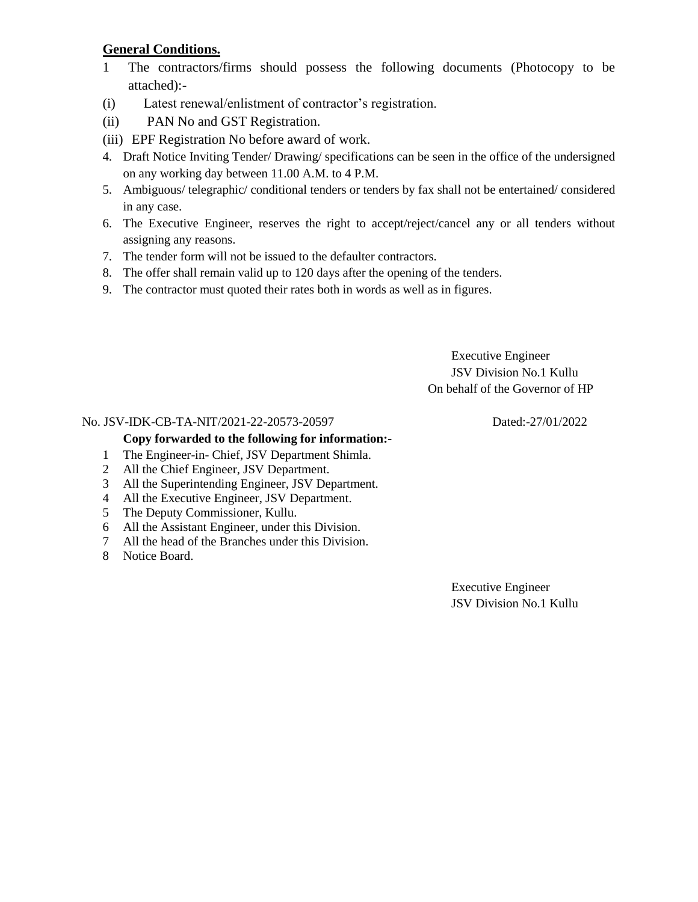**General Conditions.**

1 The contractors/firms should possess the following documents (Photocopy to be attached):-

(i) Latest renewal/enlistment of contractor's registration.

(ii) PAN No and GST Registration.

(iii) EPF Registration No before award of work.

4. Draft Notice Inviting Tender/ Drawing/ specifications can be seen in the office of the undersigned on any working day between 11.00 A.M. to 4 P.M.
5. Ambiguous/ telegraphic/ conditional tenders or tenders by fax shall not be entertained/ considered in any case.
6. The Executive Engineer, reserves the right to accept/reject/cancel any or all tenders without assigning any reasons.
7. The tender form will not be issued to the defaulter contractors.
8. The offer shall remain valid up to 120 days after the opening of the tenders.
9. The contractor must quoted their rates both in words as well as in figures.

Executive Engineer
JSV Division No.1 Kullu
On behalf of the Governor of HP

No. JSV-IDK-CB-TA-NIT/2021-22-20573-20597 Dated:-27/01/2022

**Copy forwarded to the following for information:-**

1 The Engineer-in- Chief, JSV Department Shimla.
2 All the Chief Engineer, JSV Department.
3 All the Superintending Engineer, JSV Department.
4 All the Executive Engineer, JSV Department.
5 The Deputy Commissioner, Kullu.
6 All the Assistant Engineer, under this Division.
7 All the head of the Branches under this Division.
8 Notice Board.

Executive Engineer
JSV Division No.1 Kullu